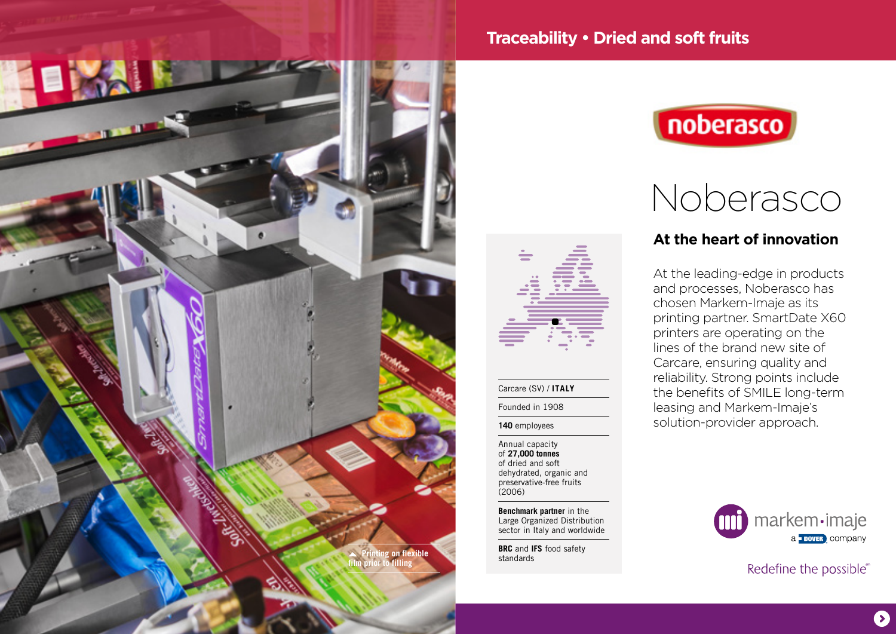# Traceability • Dried and soft fruits

noberasco

# Noberasco

## At the heart of innovation

At the leading-edge in products and processes, Noberasco has chosen Markem-Imaje as its printing partner. SmartDate X60 printers are operating on the lines of the brand new site of Carcare, ensuring quality and reliability. Strong points include the benefits of SMILE long-term leasing and Markem-Imaje's solution-provider approach.

Carcare (SV) / **ITALY**

Founded in 1908

**140** employees

Annual capacity of **27,000 tonnes** of dried and soft dehydrated, organic and preservative-free fruits (2006)

**Benchmark partner** in the Large Organized Distribution sector in Italy and worldwide

**BRC** and **IFS** food safety standards

▲ Printing on flexible film prior to filling

markem·imaje
a DOVER company

Redefine the possible℠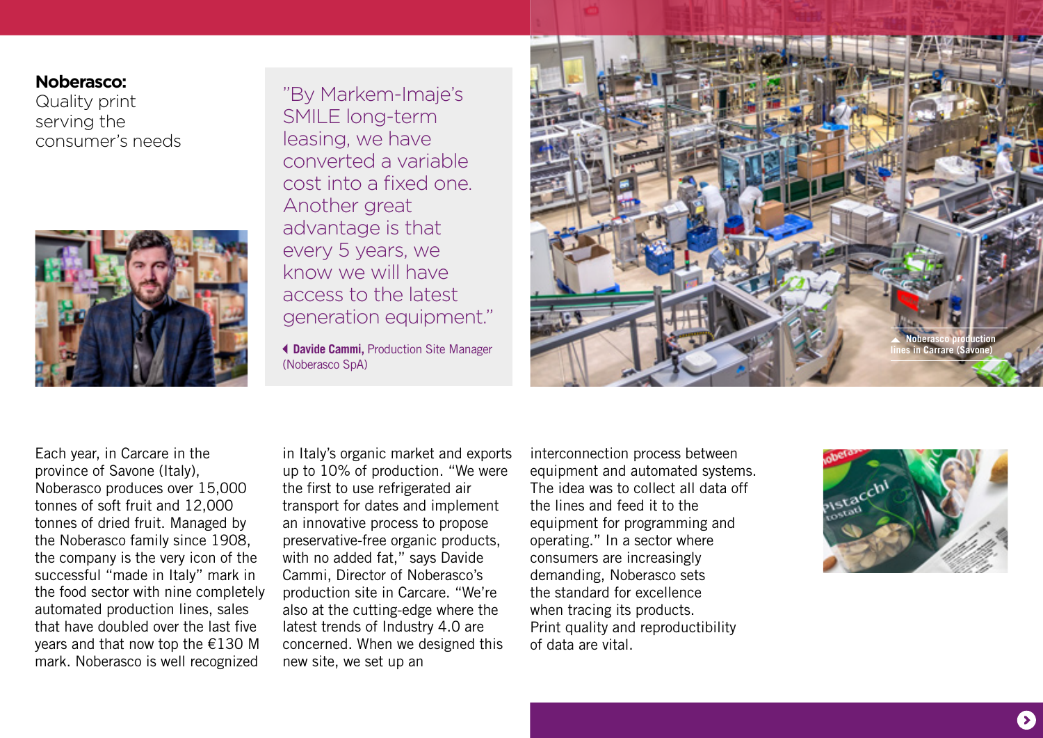**Noberasco:** Quality print serving the consumer's needs

> "By Markem-Imaje's SMILE long-term leasing, we have converted a variable cost into a fixed one. Another great advantage is that every 5 years, we know we will have access to the latest generation equipment."
>
> **Davide Cammi,** Production Site Manager (Noberasco SpA)

Noberasco production lines in Carrare (Savone)

Each year, in Carcare in the province of Savone (Italy), Noberasco produces over 15,000 tonnes of soft fruit and 12,000 tonnes of dried fruit. Managed by the Noberasco family since 1908, the company is the very icon of the successful "made in Italy" mark in the food sector with nine completely automated production lines, sales that have doubled over the last five years and that now top the €130 M mark. Noberasco is well recognized in Italy's organic market and exports up to 10% of production. "We were the first to use refrigerated air transport for dates and implement an innovative process to propose preservative-free organic products, with no added fat," says Davide Cammi, Director of Noberasco's production site in Carcare. "We're also at the cutting-edge where the latest trends of Industry 4.0 are concerned. When we designed this new site, we set up an interconnection process between equipment and automated systems. The idea was to collect all data off the lines and feed it to the equipment for programming and operating." In a sector where consumers are increasingly demanding, Noberasco sets the standard for excellence when tracing its products. Print quality and reproductibility of data are vital.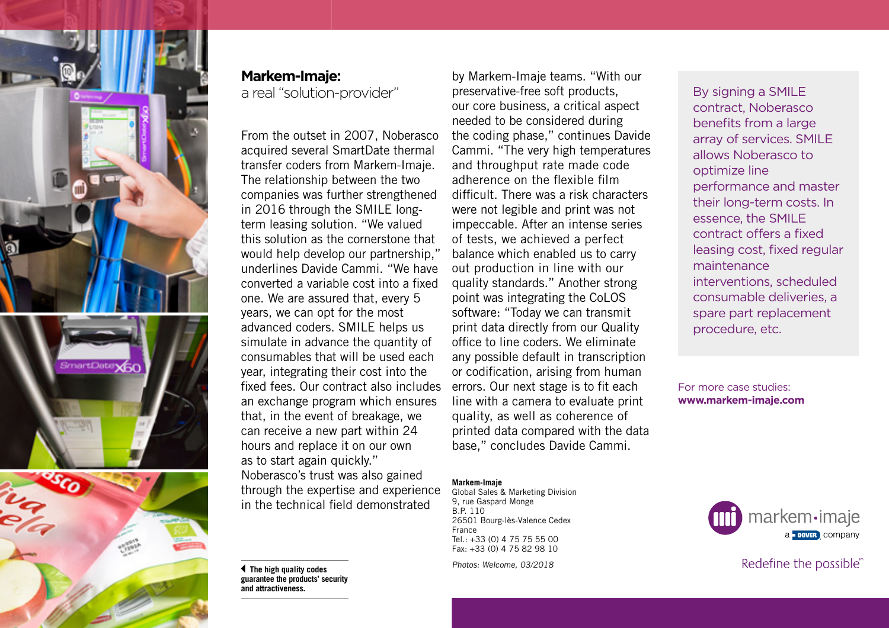## Markem-Imaje:

a real "solution-provider"

From the outset in 2007, Noberasco acquired several SmartDate thermal transfer coders from Markem-Imaje. The relationship between the two companies was further strengthened in 2016 through the SMILE long-term leasing solution. "We valued this solution as the cornerstone that would help develop our partnership," underlines Davide Cammi. "We have converted a variable cost into a fixed one. We are assured that, every 5 years, we can opt for the most advanced coders. SMILE helps us simulate in advance the quantity of consumables that will be used each year, integrating their cost into the fixed fees. Our contract also includes an exchange program which ensures that, in the event of breakage, we can receive a new part within 24 hours and replace it on our own as to start again quickly."
Noberasco's trust was also gained through the expertise and experience in the technical field demonstrated by Markem-Imaje teams. "With our preservative-free soft products, our core business, a critical aspect needed to be considered during the coding phase," continues Davide Cammi. "The very high temperatures and throughput rate made code adherence on the flexible film difficult. There was a risk characters were not legible and print was not impeccable. After an intense series of tests, we achieved a perfect balance which enabled us to carry out production in line with our quality standards." Another strong point was integrating the CoLOS software: "Today we can transmit print data directly from our Quality office to line coders. We eliminate any possible default in transcription or codification, arising from human errors. Our next stage is to fit each line with a camera to evaluate print quality, as well as coherence of printed data compared with the data base," concludes Davide Cammi.

**The high quality codes guarantee the products' security and attractiveness.**

By signing a SMILE contract, Noberasco benefits from a large array of services. SMILE allows Noberasco to optimize line performance and master their long-term costs. In essence, the SMILE contract offers a fixed leasing cost, fixed regular maintenance interventions, scheduled consumable deliveries, a spare part replacement procedure, etc.

**Markem-Imaje**
Global Sales & Marketing Division
9, rue Gaspard Monge
B.P. 110
26501 Bourg-lès-Valence Cedex
France
Tel.: +33 (0) 4 75 75 55 00
Fax: +33 (0) 4 75 82 98 10

*Photos: Welcome, 03/2018*

For more case studies:
**www.markem-imaje.com**

markem-imaje
a DOVER company

Redefine the possible™